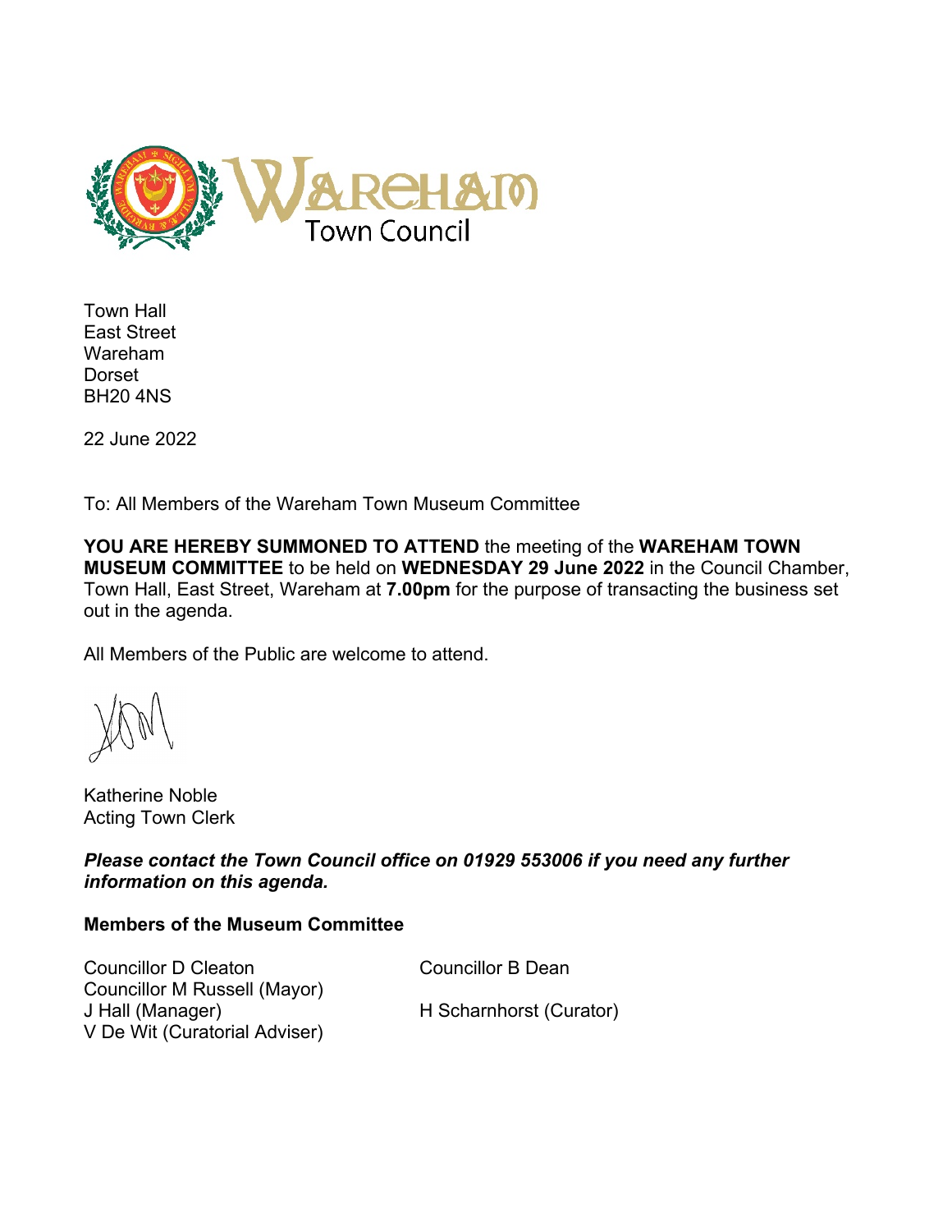Town Hall
East Street
Wareham
Dorset
BH20 4NS

22 June 2022

To: All Members of the Wareham Town Museum Committee

**YOU ARE HEREBY SUMMONED TO ATTEND** the meeting of the **WAREHAM TOWN MUSEUM COMMITTEE** to be held on **WEDNESDAY 29 June 2022** in the Council Chamber, Town Hall, East Street, Wareham at **7.00pm** for the purpose of transacting the business set out in the agenda.

All Members of the Public are welcome to attend.

Katherine Noble
Acting Town Clerk

***Please contact the Town Council office on 01929 553006 if you need any further information on this agenda.***

**Members of the Museum Committee**

Councillor D Cleaton
Councillor M Russell (Mayor)
J Hall (Manager)
V De Wit (Curatorial Adviser)
Councillor B Dean
H Scharnhorst (Curator)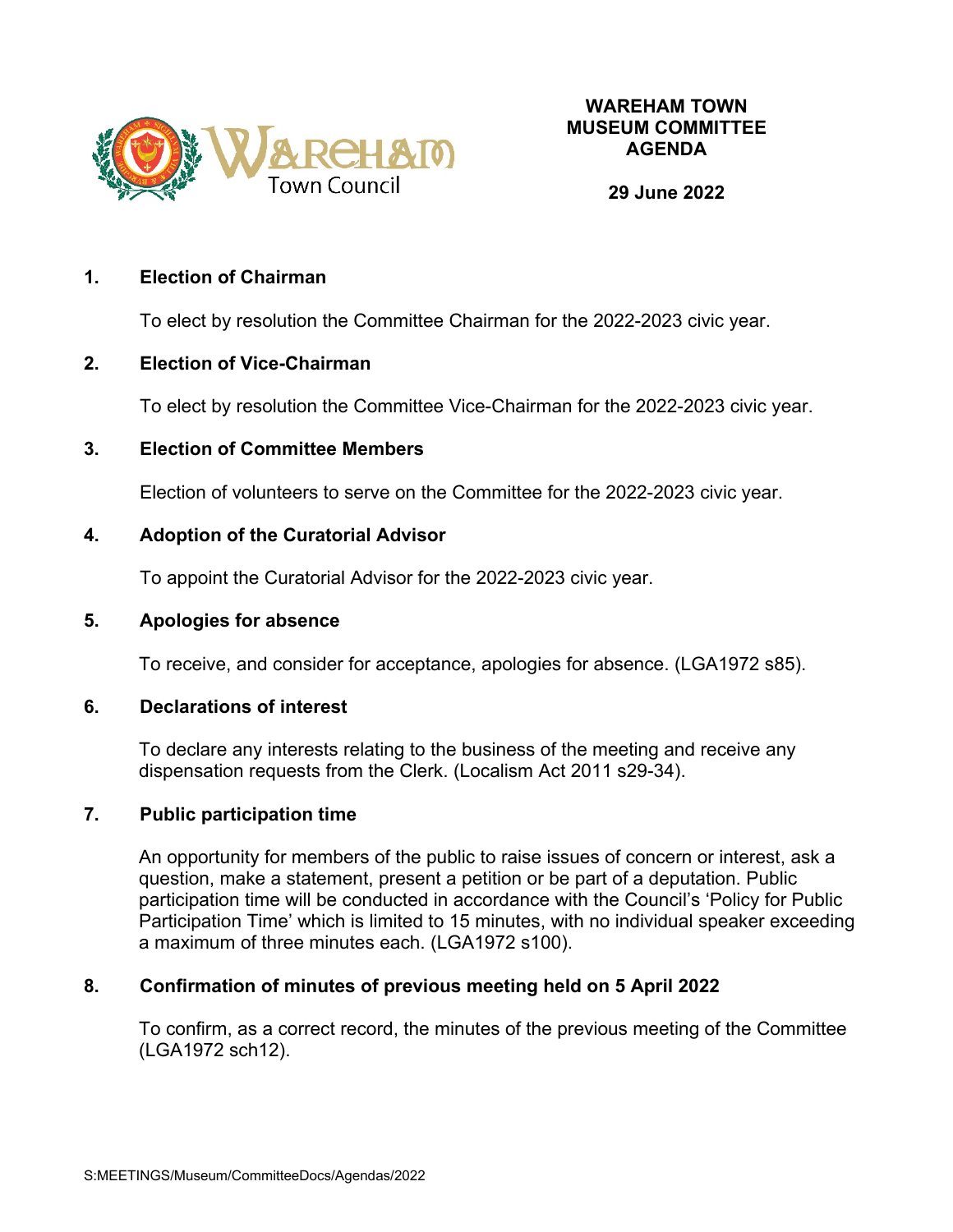**WAREHAM TOWN MUSEUM COMMITTEE AGENDA**

**29 June 2022**

## 1. Election of Chairman

To elect by resolution the Committee Chairman for the 2022-2023 civic year.

## 2. Election of Vice-Chairman

To elect by resolution the Committee Vice-Chairman for the 2022-2023 civic year.

## 3. Election of Committee Members

Election of volunteers to serve on the Committee for the 2022-2023 civic year.

## 4. Adoption of the Curatorial Advisor

To appoint the Curatorial Advisor for the 2022-2023 civic year.

## 5. Apologies for absence

To receive, and consider for acceptance, apologies for absence. (LGA1972 s85).

## 6. Declarations of interest

To declare any interests relating to the business of the meeting and receive any dispensation requests from the Clerk. (Localism Act 2011 s29-34).

## 7. Public participation time

An opportunity for members of the public to raise issues of concern or interest, ask a question, make a statement, present a petition or be part of a deputation. Public participation time will be conducted in accordance with the Council's 'Policy for Public Participation Time' which is limited to 15 minutes, with no individual speaker exceeding a maximum of three minutes each. (LGA1972 s100).

## 8. Confirmation of minutes of previous meeting held on 5 April 2022

To confirm, as a correct record, the minutes of the previous meeting of the Committee (LGA1972 sch12).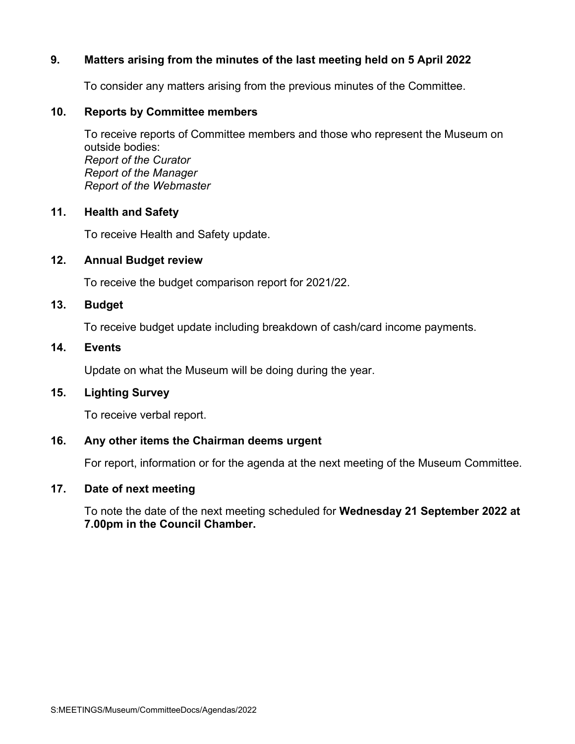**9. Matters arising from the minutes of the last meeting held on 5 April 2022**

To consider any matters arising from the previous minutes of the Committee.

**10. Reports by Committee members**

To receive reports of Committee members and those who represent the Museum on outside bodies:
*Report of the Curator*
*Report of the Manager*
*Report of the Webmaster*

**11. Health and Safety**

To receive Health and Safety update.

**12. Annual Budget review**

To receive the budget comparison report for 2021/22.

**13. Budget**

To receive budget update including breakdown of cash/card income payments.

**14. Events**

Update on what the Museum will be doing during the year.

**15. Lighting Survey**

To receive verbal report.

**16. Any other items the Chairman deems urgent**

For report, information or for the agenda at the next meeting of the Museum Committee.

**17. Date of next meeting**

To note the date of the next meeting scheduled for **Wednesday 21 September 2022 at 7.00pm in the Council Chamber.**

S:MEETINGS/Museum/CommitteeDocs/Agendas/2022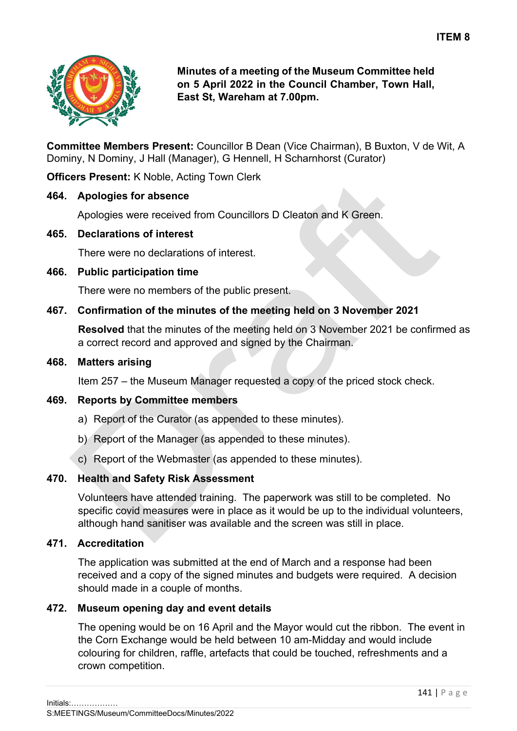ITEM 8

**Minutes of a meeting of the Museum Committee held on 5 April 2022 in the Council Chamber, Town Hall, East St, Wareham at 7.00pm.**

**Committee Members Present:** Councillor B Dean (Vice Chairman), B Buxton, V de Wit, A Dominy, N Dominy, J Hall (Manager), G Hennell, H Scharnhorst (Curator)

**Officers Present:** K Noble, Acting Town Clerk

**464. Apologies for absence**

Apologies were received from Councillors D Cleaton and K Green.

**465. Declarations of interest**

There were no declarations of interest.

**466. Public participation time**

There were no members of the public present.

**467. Confirmation of the minutes of the meeting held on 3 November 2021**

**Resolved** that the minutes of the meeting held on 3 November 2021 be confirmed as a correct record and approved and signed by the Chairman.

**468. Matters arising**

Item 257 – the Museum Manager requested a copy of the priced stock check.

**469. Reports by Committee members**

a) Report of the Curator (as appended to these minutes).

b) Report of the Manager (as appended to these minutes).

c) Report of the Webmaster (as appended to these minutes).

**470. Health and Safety Risk Assessment**

Volunteers have attended training. The paperwork was still to be completed. No specific covid measures were in place as it would be up to the individual volunteers, although hand sanitiser was available and the screen was still in place.

**471. Accreditation**

The application was submitted at the end of March and a response had been received and a copy of the signed minutes and budgets were required. A decision should made in a couple of months.

**472. Museum opening day and event details**

The opening would be on 16 April and the Mayor would cut the ribbon. The event in the Corn Exchange would be held between 10 am-Midday and would include colouring for children, raffle, artefacts that could be touched, refreshments and a crown competition.

Initials:………………

S:MEETINGS/Museum/CommitteeDocs/Minutes/2022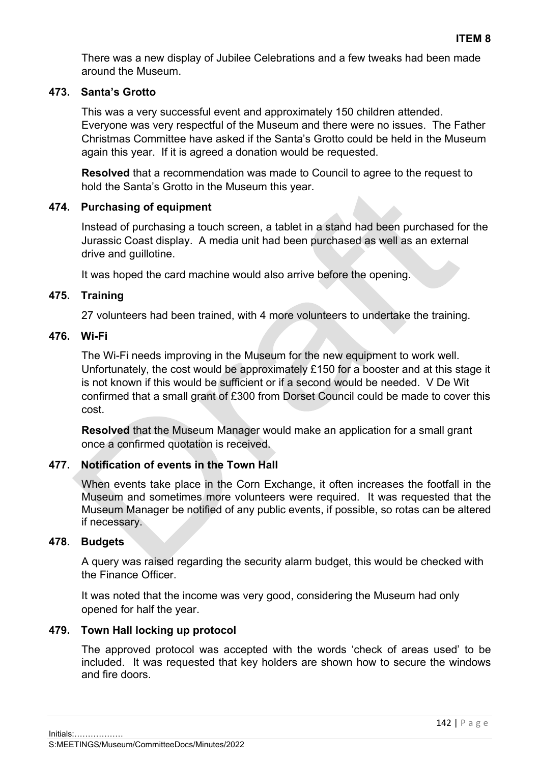**ITEM 8**

There was a new display of Jubilee Celebrations and a few tweaks had been made around the Museum.

### 473. Santa's Grotto

This was a very successful event and approximately 150 children attended. Everyone was very respectful of the Museum and there were no issues. The Father Christmas Committee have asked if the Santa's Grotto could be held in the Museum again this year. If it is agreed a donation would be requested.

**Resolved** that a recommendation was made to Council to agree to the request to hold the Santa's Grotto in the Museum this year.

### 474. Purchasing of equipment

Instead of purchasing a touch screen, a tablet in a stand had been purchased for the Jurassic Coast display. A media unit had been purchased as well as an external drive and guillotine.

It was hoped the card machine would also arrive before the opening.

### 475. Training

27 volunteers had been trained, with 4 more volunteers to undertake the training.

### 476. Wi-Fi

The Wi-Fi needs improving in the Museum for the new equipment to work well. Unfortunately, the cost would be approximately £150 for a booster and at this stage it is not known if this would be sufficient or if a second would be needed. V De Wit confirmed that a small grant of £300 from Dorset Council could be made to cover this cost.

**Resolved** that the Museum Manager would make an application for a small grant once a confirmed quotation is received.

### 477. Notification of events in the Town Hall

When events take place in the Corn Exchange, it often increases the footfall in the Museum and sometimes more volunteers were required. It was requested that the Museum Manager be notified of any public events, if possible, so rotas can be altered if necessary.

### 478. Budgets

A query was raised regarding the security alarm budget, this would be checked with the Finance Officer.

It was noted that the income was very good, considering the Museum had only opened for half the year.

### 479. Town Hall locking up protocol

The approved protocol was accepted with the words 'check of areas used' to be included. It was requested that key holders are shown how to secure the windows and fire doors.

Initials:………………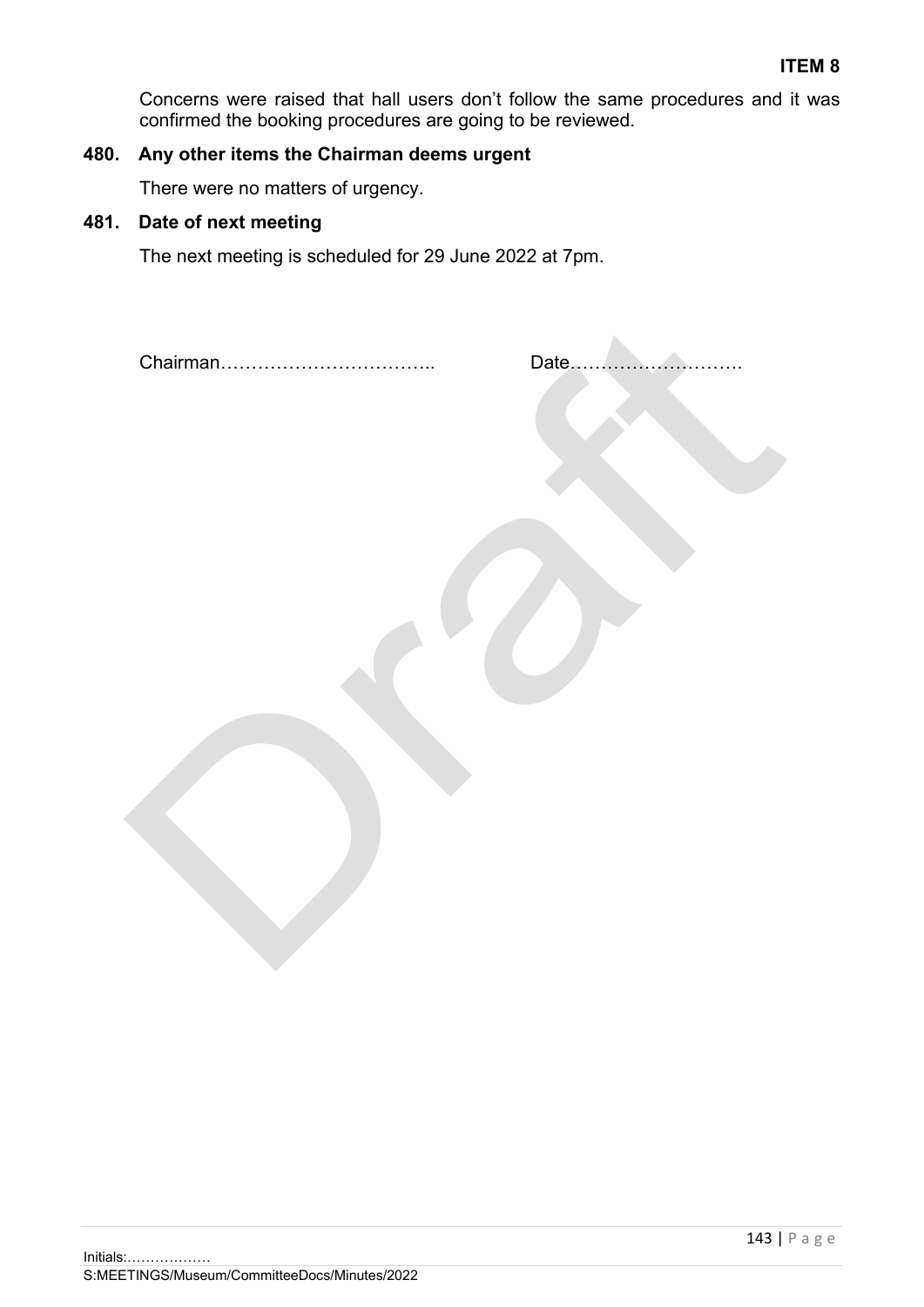Concerns were raised that hall users don't follow the same procedures and it was confirmed the booking procedures are going to be reviewed.

**480. Any other items the Chairman deems urgent**

There were no matters of urgency.

**481. Date of next meeting**

The next meeting is scheduled for 29 June 2022 at 7pm.

Chairman…………………………….. Date……………………….

Initials:………………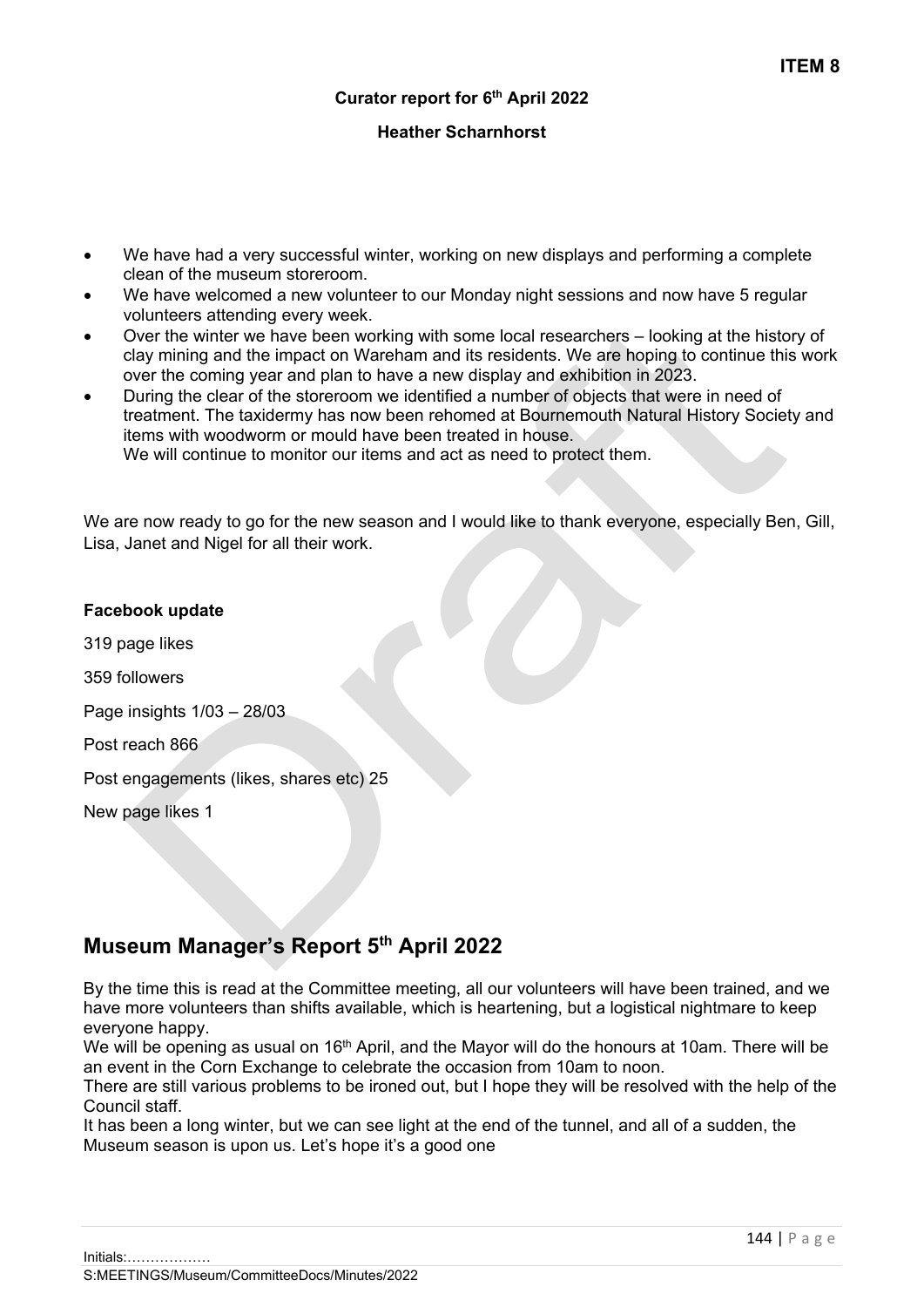**ITEM 8**

**Curator report for 6th April 2022**

**Heather Scharnhorst**

- We have had a very successful winter, working on new displays and performing a complete clean of the museum storeroom.
- We have welcomed a new volunteer to our Monday night sessions and now have 5 regular volunteers attending every week.
- Over the winter we have been working with some local researchers – looking at the history of clay mining and the impact on Wareham and its residents. We are hoping to continue this work over the coming year and plan to have a new display and exhibition in 2023.
- During the clear of the storeroom we identified a number of objects that were in need of treatment. The taxidermy has now been rehomed at Bournemouth Natural History Society and items with woodworm or mould have been treated in house.
  We will continue to monitor our items and act as need to protect them.

We are now ready to go for the new season and I would like to thank everyone, especially Ben, Gill, Lisa, Janet and Nigel for all their work.

**Facebook update**

319 page likes

359 followers

Page insights 1/03 – 28/03

Post reach 866

Post engagements (likes, shares etc) 25

New page likes 1

## Museum Manager's Report 5th April 2022

By the time this is read at the Committee meeting, all our volunteers will have been trained, and we have more volunteers than shifts available, which is heartening, but a logistical nightmare to keep everyone happy.
We will be opening as usual on 16th April, and the Mayor will do the honours at 10am. There will be an event in the Corn Exchange to celebrate the occasion from 10am to noon.
There are still various problems to be ironed out, but I hope they will be resolved with the help of the Council staff.
It has been a long winter, but we can see light at the end of the tunnel, and all of a sudden, the Museum season is upon us. Let's hope it's a good one

Initials:………………
S:MEETINGS/Museum/CommitteeDocs/Minutes/2022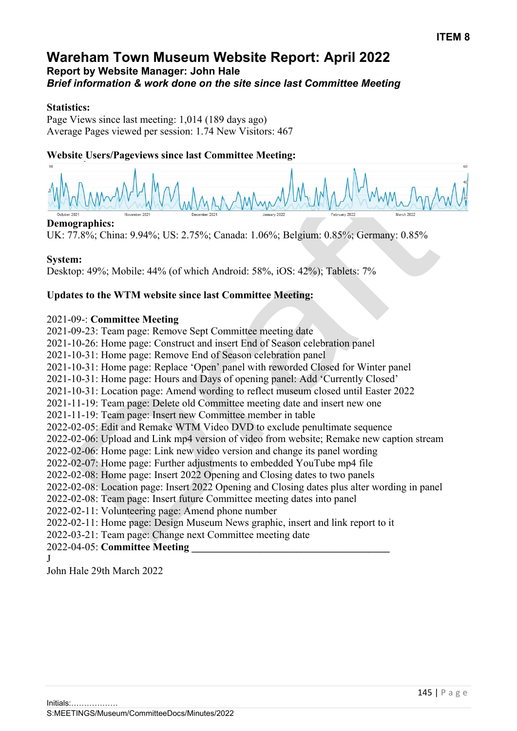**ITEM 8**

# Wareham Town Museum Website Report: April 2022

## Report by Website Manager: John Hale

***Brief information & work done on the site since last Committee Meeting***

**Statistics:**

Page Views since last meeting: 1,014 (189 days ago)

Average Pages viewed per session: 1.74 New Visitors: 467

**Website Users/Pageviews since last Committee Meeting:**

**Demographics:**

UK: 77.8%; China: 9.94%; US: 2.75%; Canada: 1.06%; Belgium: 0.85%; Germany: 0.85%

**System:**

Desktop: 49%; Mobile: 44% (of which Android: 58%, iOS: 42%); Tablets: 7%

**Updates to the WTM website since last Committee Meeting:**

2021-09-: **Committee Meeting**
2021-09-23: Team page: Remove Sept Committee meeting date
2021-10-26: Home page: Construct and insert End of Season celebration panel
2021-10-31: Home page: Remove End of Season celebration panel
2021-10-31: Home page: Replace 'Open' panel with reworded Closed for Winter panel
2021-10-31: Home page: Hours and Days of opening panel: Add 'Currently Closed'
2021-10-31: Location page: Amend wording to reflect museum closed until Easter 2022
2021-11-19: Team page: Delete old Committee meeting date and insert new one
2021-11-19: Team page: Insert new Committee member in table
2022-02-05: Edit and Remake WTM Video DVD to exclude penultimate sequence
2022-02-06: Upload and Link mp4 version of video from website; Remake new caption stream
2022-02-06: Home page: Link new video version and change its panel wording
2022-02-07: Home page: Further adjustments to embedded YouTube mp4 file
2022-02-08: Home page: Insert 2022 Opening and Closing dates to two panels
2022-02-08: Location page: Insert 2022 Opening and Closing dates plus alter wording in panel
2022-02-08: Team page: Insert future Committee meeting dates into panel
2022-02-11: Volunteering page: Amend phone number
2022-02-11: Home page: Design Museum News graphic, insert and link report to it
2022-03-21: Team page: Change next Committee meeting date
2022-04-05: **Committee Meeting \_\_\_\_\_\_\_\_\_\_\_\_\_\_\_\_\_\_\_\_\_\_\_\_\_\_\_\_\_\_\_\_\_\_\_\_\_\_\_\_**
J
John Hale 29th March 2022

Initials:………………

S:MEETINGS/Museum/CommitteeDocs/Minutes/2022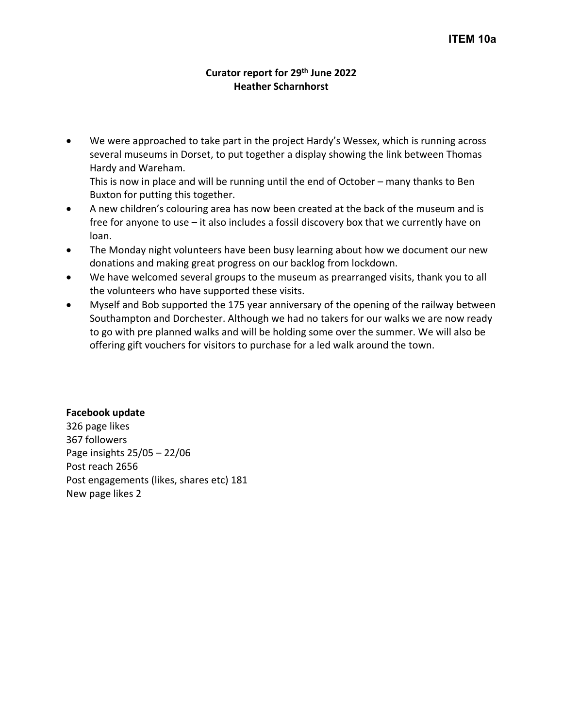**ITEM 10a**

**Curator report for 29th June 2022**
**Heather Scharnhorst**

- We were approached to take part in the project Hardy's Wessex, which is running across several museums in Dorset, to put together a display showing the link between Thomas Hardy and Wareham.
  This is now in place and will be running until the end of October – many thanks to Ben Buxton for putting this together.
- A new children's colouring area has now been created at the back of the museum and is free for anyone to use – it also includes a fossil discovery box that we currently have on loan.
- The Monday night volunteers have been busy learning about how we document our new donations and making great progress on our backlog from lockdown.
- We have welcomed several groups to the museum as prearranged visits, thank you to all the volunteers who have supported these visits.
- Myself and Bob supported the 175 year anniversary of the opening of the railway between Southampton and Dorchester. Although we had no takers for our walks we are now ready to go with pre planned walks and will be holding some over the summer. We will also be offering gift vouchers for visitors to purchase for a led walk around the town.

**Facebook update**
326 page likes
367 followers
Page insights 25/05 – 22/06
Post reach 2656
Post engagements (likes, shares etc) 181
New page likes 2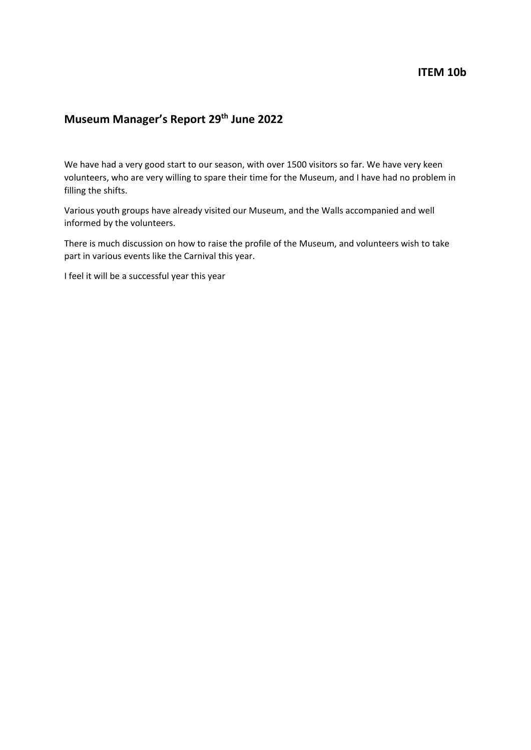**ITEM 10b**

## Museum Manager's Report 29th June 2022

We have had a very good start to our season, with over 1500 visitors so far. We have very keen volunteers, who are very willing to spare their time for the Museum, and I have had no problem in filling the shifts.

Various youth groups have already visited our Museum, and the Walls accompanied and well informed by the volunteers.

There is much discussion on how to raise the profile of the Museum, and volunteers wish to take part in various events like the Carnival this year.

I feel it will be a successful year this year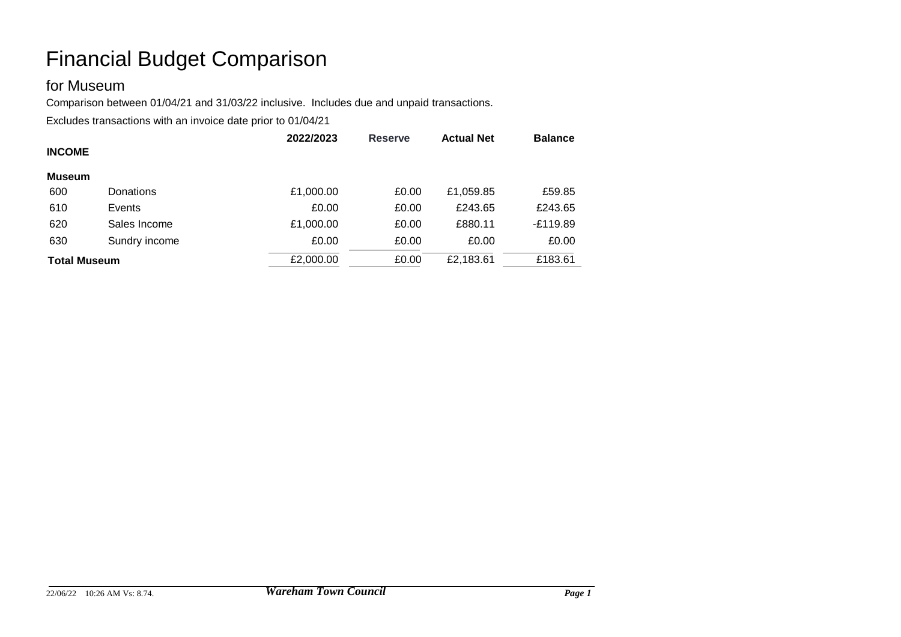# Financial Budget Comparison

## for Museum

Comparison between 01/04/21 and 31/03/22 inclusive. Includes due and unpaid transactions.

Excludes transactions with an invoice date prior to 01/04/21

| | | 2022/2023 | Reserve | Actual Net | Balance |
|---|---|---|---|---|---|
| **INCOME** | | | | | |
| **Museum** | | | | | |
| 600 | Donations | £1,000.00 | £0.00 | £1,059.85 | £59.85 |
| 610 | Events | £0.00 | £0.00 | £243.65 | £243.65 |
| 620 | Sales Income | £1,000.00 | £0.00 | £880.11 | -£119.89 |
| 630 | Sundry income | £0.00 | £0.00 | £0.00 | £0.00 |
| **Total Museum** | | £2,000.00 | £0.00 | £2,183.61 | £183.61 |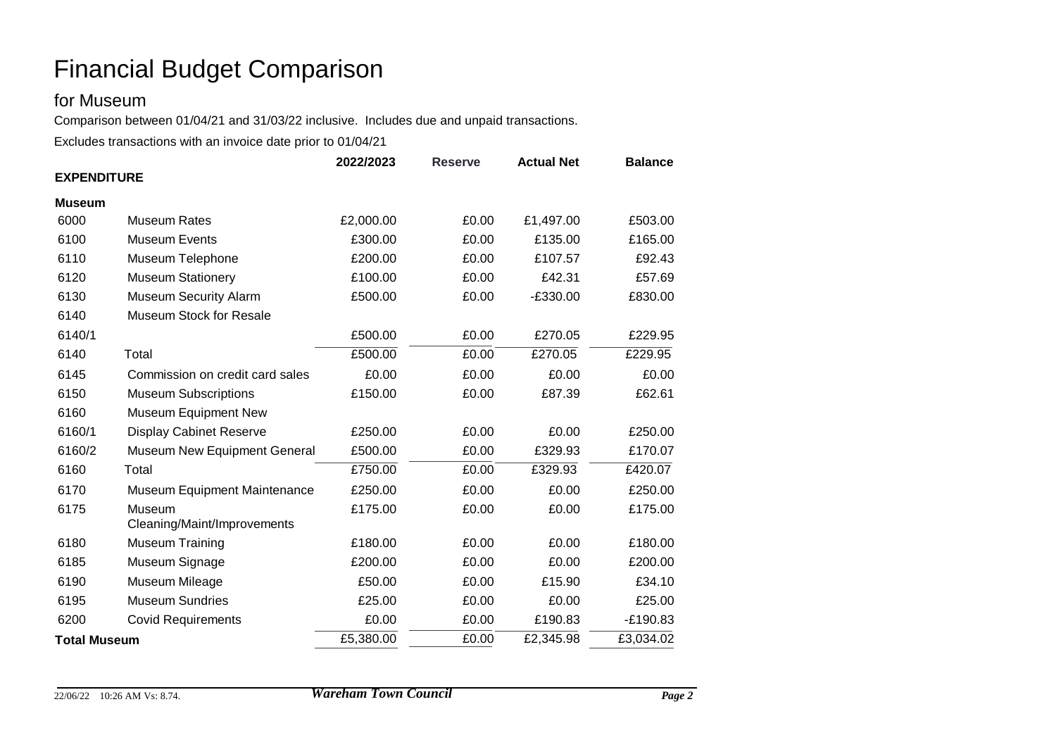# Financial Budget Comparison

## for Museum

Comparison between 01/04/21 and 31/03/22 inclusive. Includes due and unpaid transactions.

Excludes transactions with an invoice date prior to 01/04/21

| | | 2022/2023 | Reserve | Actual Net | Balance |
|---|---|---|---|---|---|
| **EXPENDITURE** | | | | | |
| **Museum** | | | | | |
| 6000 | Museum Rates | £2,000.00 | £0.00 | £1,497.00 | £503.00 |
| 6100 | Museum Events | £300.00 | £0.00 | £135.00 | £165.00 |
| 6110 | Museum Telephone | £200.00 | £0.00 | £107.57 | £92.43 |
| 6120 | Museum Stationery | £100.00 | £0.00 | £42.31 | £57.69 |
| 6130 | Museum Security Alarm | £500.00 | £0.00 | -£330.00 | £830.00 |
| 6140 | Museum Stock for Resale | | | | |
| 6140/1 | | £500.00 | £0.00 | £270.05 | £229.95 |
| 6140 | Total | £500.00 | £0.00 | £270.05 | £229.95 |
| 6145 | Commission on credit card sales | £0.00 | £0.00 | £0.00 | £0.00 |
| 6150 | Museum Subscriptions | £150.00 | £0.00 | £87.39 | £62.61 |
| 6160 | Museum Equipment New | | | | |
| 6160/1 | Display Cabinet Reserve | £250.00 | £0.00 | £0.00 | £250.00 |
| 6160/2 | Museum New Equipment General | £500.00 | £0.00 | £329.93 | £170.07 |
| 6160 | Total | £750.00 | £0.00 | £329.93 | £420.07 |
| 6170 | Museum Equipment Maintenance | £250.00 | £0.00 | £0.00 | £250.00 |
| 6175 | Museum Cleaning/Maint/Improvements | £175.00 | £0.00 | £0.00 | £175.00 |
| 6180 | Museum Training | £180.00 | £0.00 | £0.00 | £180.00 |
| 6185 | Museum Signage | £200.00 | £0.00 | £0.00 | £200.00 |
| 6190 | Museum Mileage | £50.00 | £0.00 | £15.90 | £34.10 |
| 6195 | Museum Sundries | £25.00 | £0.00 | £0.00 | £25.00 |
| 6200 | Covid Requirements | £0.00 | £0.00 | £190.83 | -£190.83 |
| **Total Museum** | | £5,380.00 | £0.00 | £2,345.98 | £3,034.02 |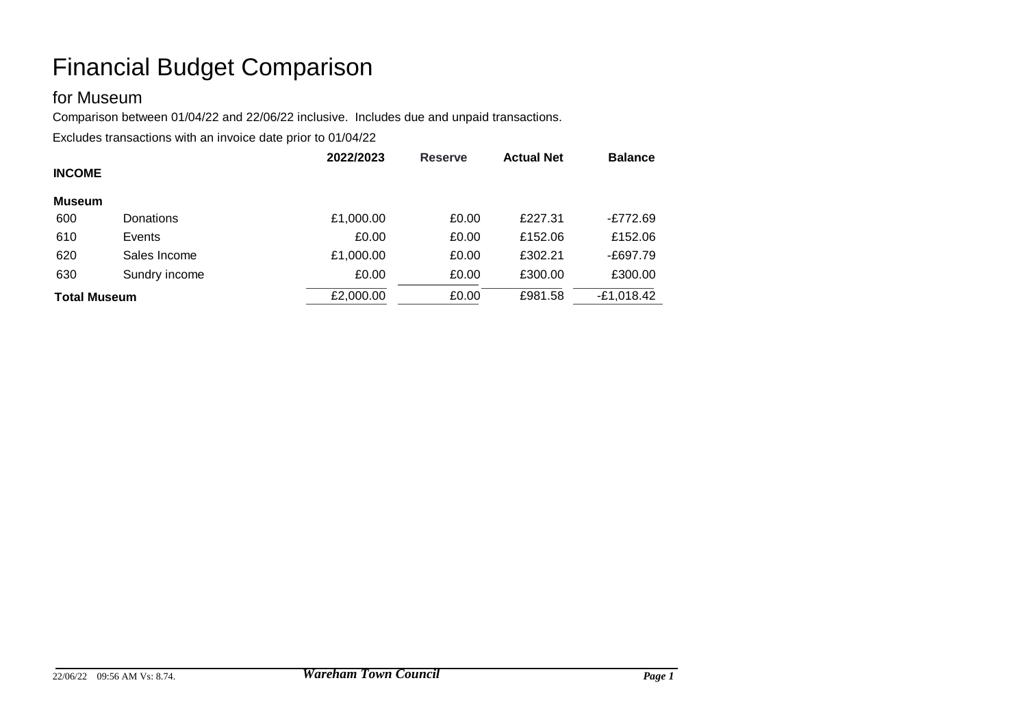# Financial Budget Comparison

## for Museum

Comparison between 01/04/22 and 22/06/22 inclusive. Includes due and unpaid transactions.

Excludes transactions with an invoice date prior to 01/04/22

| | | 2022/2023 | Reserve | Actual Net | Balance |
|---|---|---|---|---|---|
| **INCOME** | | | | | |
| **Museum** | | | | | |
| 600 | Donations | £1,000.00 | £0.00 | £227.31 | -£772.69 |
| 610 | Events | £0.00 | £0.00 | £152.06 | £152.06 |
| 620 | Sales Income | £1,000.00 | £0.00 | £302.21 | -£697.79 |
| 630 | Sundry income | £0.00 | £0.00 | £300.00 | £300.00 |
| **Total Museum** | | £2,000.00 | £0.00 | £981.58 | -£1,018.42 |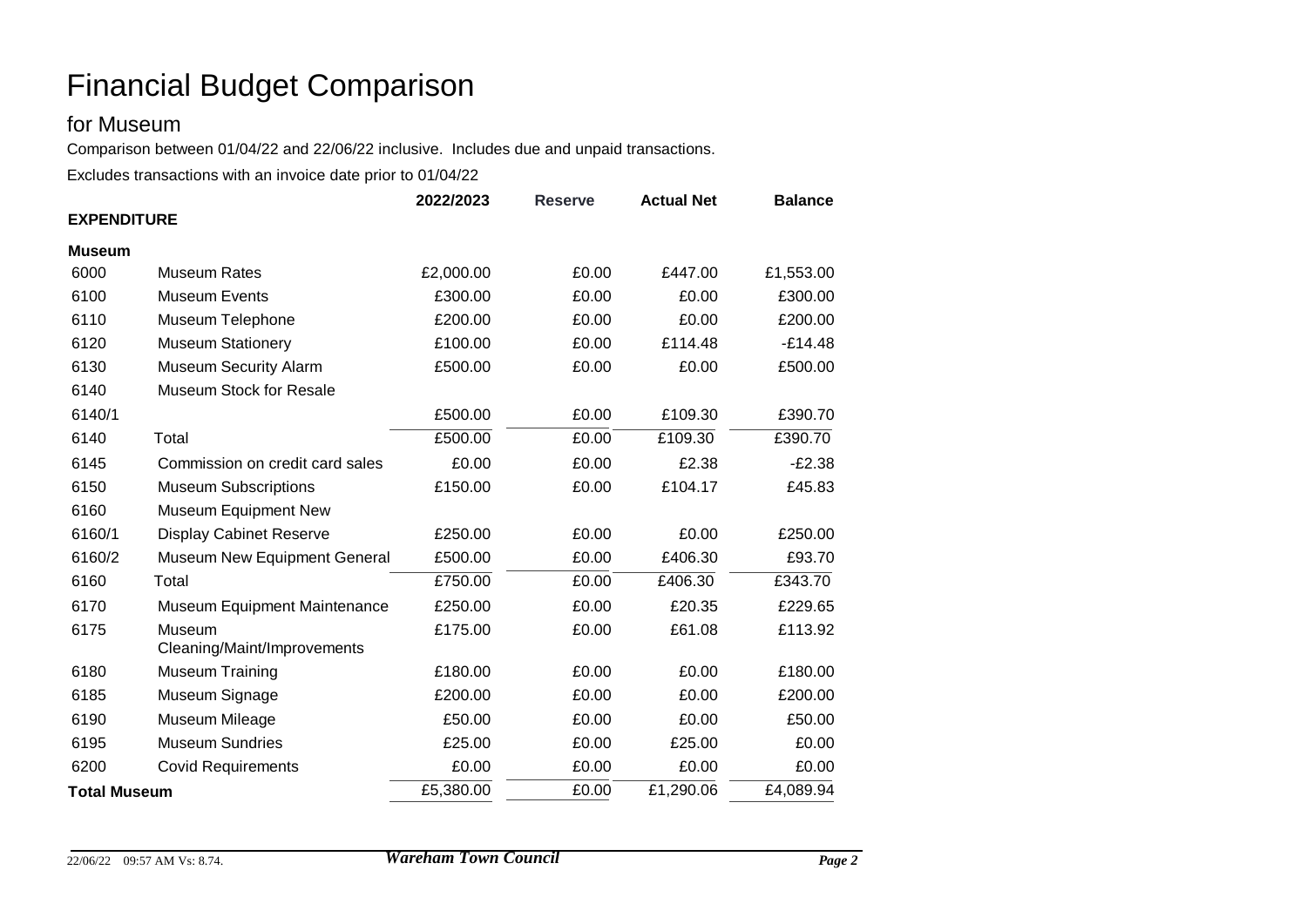# Financial Budget Comparison

## for Museum

Comparison between 01/04/22 and 22/06/22 inclusive. Includes due and unpaid transactions.

Excludes transactions with an invoice date prior to 01/04/22

| | | 2022/2023 | Reserve | Actual Net | Balance |
|---|---|---|---|---|---|
| **EXPENDITURE** | | | | | |
| **Museum** | | | | | |
| 6000 | Museum Rates | £2,000.00 | £0.00 | £447.00 | £1,553.00 |
| 6100 | Museum Events | £300.00 | £0.00 | £0.00 | £300.00 |
| 6110 | Museum Telephone | £200.00 | £0.00 | £0.00 | £200.00 |
| 6120 | Museum Stationery | £100.00 | £0.00 | £114.48 | -£14.48 |
| 6130 | Museum Security Alarm | £500.00 | £0.00 | £0.00 | £500.00 |
| 6140 | Museum Stock for Resale | | | | |
| 6140/1 | | £500.00 | £0.00 | £109.30 | £390.70 |
| 6140 | Total | £500.00 | £0.00 | £109.30 | £390.70 |
| 6145 | Commission on credit card sales | £0.00 | £0.00 | £2.38 | -£2.38 |
| 6150 | Museum Subscriptions | £150.00 | £0.00 | £104.17 | £45.83 |
| 6160 | Museum Equipment New | | | | |
| 6160/1 | Display Cabinet Reserve | £250.00 | £0.00 | £0.00 | £250.00 |
| 6160/2 | Museum New Equipment General | £500.00 | £0.00 | £406.30 | £93.70 |
| 6160 | Total | £750.00 | £0.00 | £406.30 | £343.70 |
| 6170 | Museum Equipment Maintenance | £250.00 | £0.00 | £20.35 | £229.65 |
| 6175 | Museum Cleaning/Maint/Improvements | £175.00 | £0.00 | £61.08 | £113.92 |
| 6180 | Museum Training | £180.00 | £0.00 | £0.00 | £180.00 |
| 6185 | Museum Signage | £200.00 | £0.00 | £0.00 | £200.00 |
| 6190 | Museum Mileage | £50.00 | £0.00 | £0.00 | £50.00 |
| 6195 | Museum Sundries | £25.00 | £0.00 | £25.00 | £0.00 |
| 6200 | Covid Requirements | £0.00 | £0.00 | £0.00 | £0.00 |
| **Total Museum** | | £5,380.00 | £0.00 | £1,290.06 | £4,089.94 |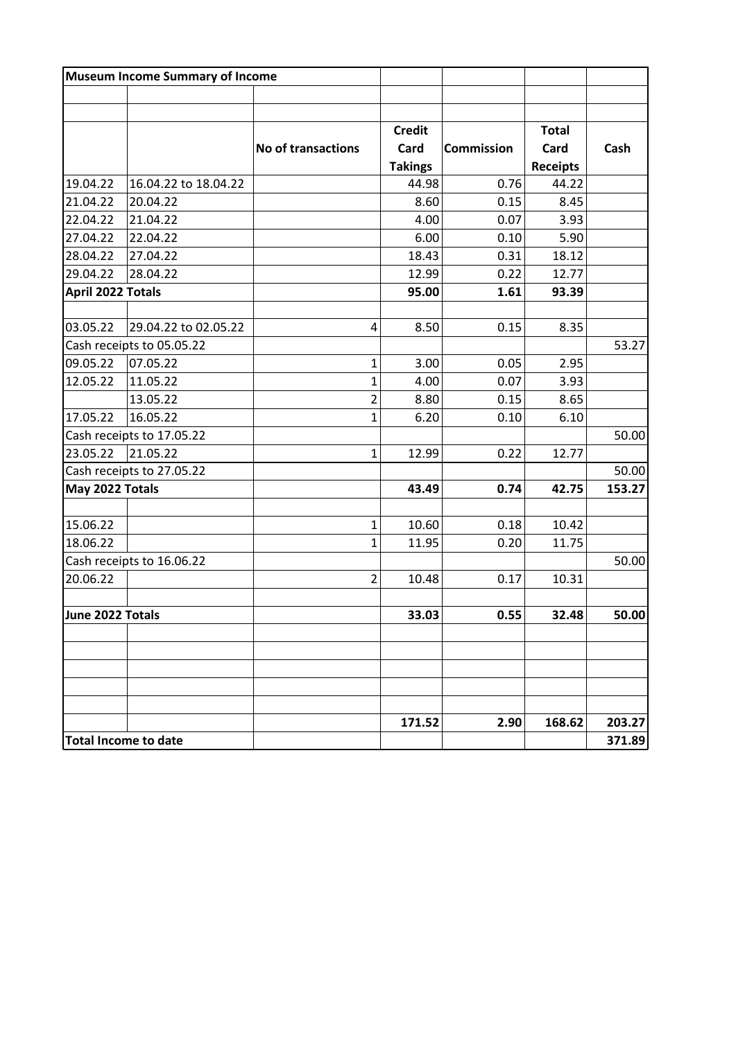| Museum Income Summary of Income | | | | | | |
|---|---|---|---|---|---|---|
| | | | | | | |
| | | | | | | |
| | | **No of transactions** | **Credit Card Takings** | **Commission** | **Total Card Receipts** | **Cash** |
| 19.04.22 | 16.04.22 to 18.04.22 | | 44.98 | 0.76 | 44.22 | |
| 21.04.22 | 20.04.22 | | 8.60 | 0.15 | 8.45 | |
| 22.04.22 | 21.04.22 | | 4.00 | 0.07 | 3.93 | |
| 27.04.22 | 22.04.22 | | 6.00 | 0.10 | 5.90 | |
| 28.04.22 | 27.04.22 | | 18.43 | 0.31 | 18.12 | |
| 29.04.22 | 28.04.22 | | 12.99 | 0.22 | 12.77 | |
| **April 2022 Totals** | | | **95.00** | **1.61** | **93.39** | |
| | | | | | | |
| 03.05.22 | 29.04.22 to 02.05.22 | 4 | 8.50 | 0.15 | 8.35 | |
| Cash receipts to 05.05.22 | | | | | | 53.27 |
| 09.05.22 | 07.05.22 | 1 | 3.00 | 0.05 | 2.95 | |
| 12.05.22 | 11.05.22 | 1 | 4.00 | 0.07 | 3.93 | |
| | 13.05.22 | 2 | 8.80 | 0.15 | 8.65 | |
| 17.05.22 | 16.05.22 | 1 | 6.20 | 0.10 | 6.10 | |
| Cash receipts to 17.05.22 | | | | | | 50.00 |
| 23.05.22 | 21.05.22 | 1 | 12.99 | 0.22 | 12.77 | |
| Cash receipts to 27.05.22 | | | | | | 50.00 |
| **May 2022 Totals** | | | **43.49** | **0.74** | **42.75** | **153.27** |
| | | | | | | |
| 15.06.22 | | 1 | 10.60 | 0.18 | 10.42 | |
| 18.06.22 | | 1 | 11.95 | 0.20 | 11.75 | |
| Cash receipts to 16.06.22 | | | | | | 50.00 |
| 20.06.22 | | 2 | 10.48 | 0.17 | 10.31 | |
| | | | | | | |
| **June 2022 Totals** | | | **33.03** | **0.55** | **32.48** | **50.00** |
| | | | | | | |
| | | | | | | |
| | | | | | | |
| | | | | | | |
| | | | | | | |
| | | | **171.52** | **2.90** | **168.62** | **203.27** |
| **Total Income to date** | | | | | | **371.89** |